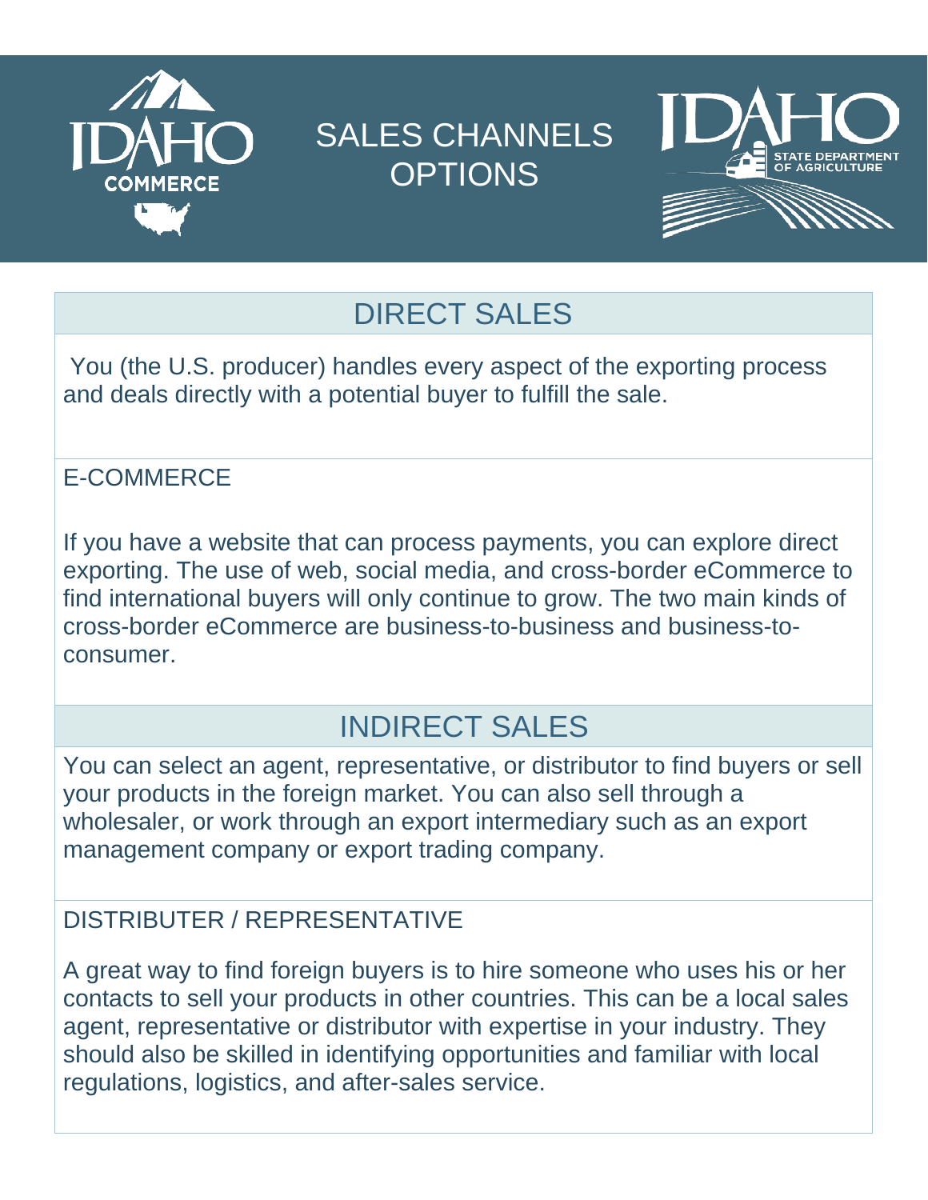# SALES CHANNELS OPTIONS

## DIRECT SALES

You (the U.S. producer) handles every aspect of the exporting process and deals directly with a potential buyer to fulfill the sale.

### E-COMMERCE

If you have a website that can process payments, you can explore direct exporting. The use of web, social media, and cross-border eCommerce to find international buyers will only continue to grow. The two main kinds of cross-border eCommerce are business-to-business and business-to-consumer.

## INDIRECT SALES

You can select an agent, representative, or distributor to find buyers or sell your products in the foreign market. You can also sell through a wholesaler, or work through an export intermediary such as an export management company or export trading company.

### DISTRIBUTER / REPRESENTATIVE

A great way to find foreign buyers is to hire someone who uses his or her contacts to sell your products in other countries. This can be a local sales agent, representative or distributor with expertise in your industry. They should also be skilled in identifying opportunities and familiar with local regulations, logistics, and after-sales service.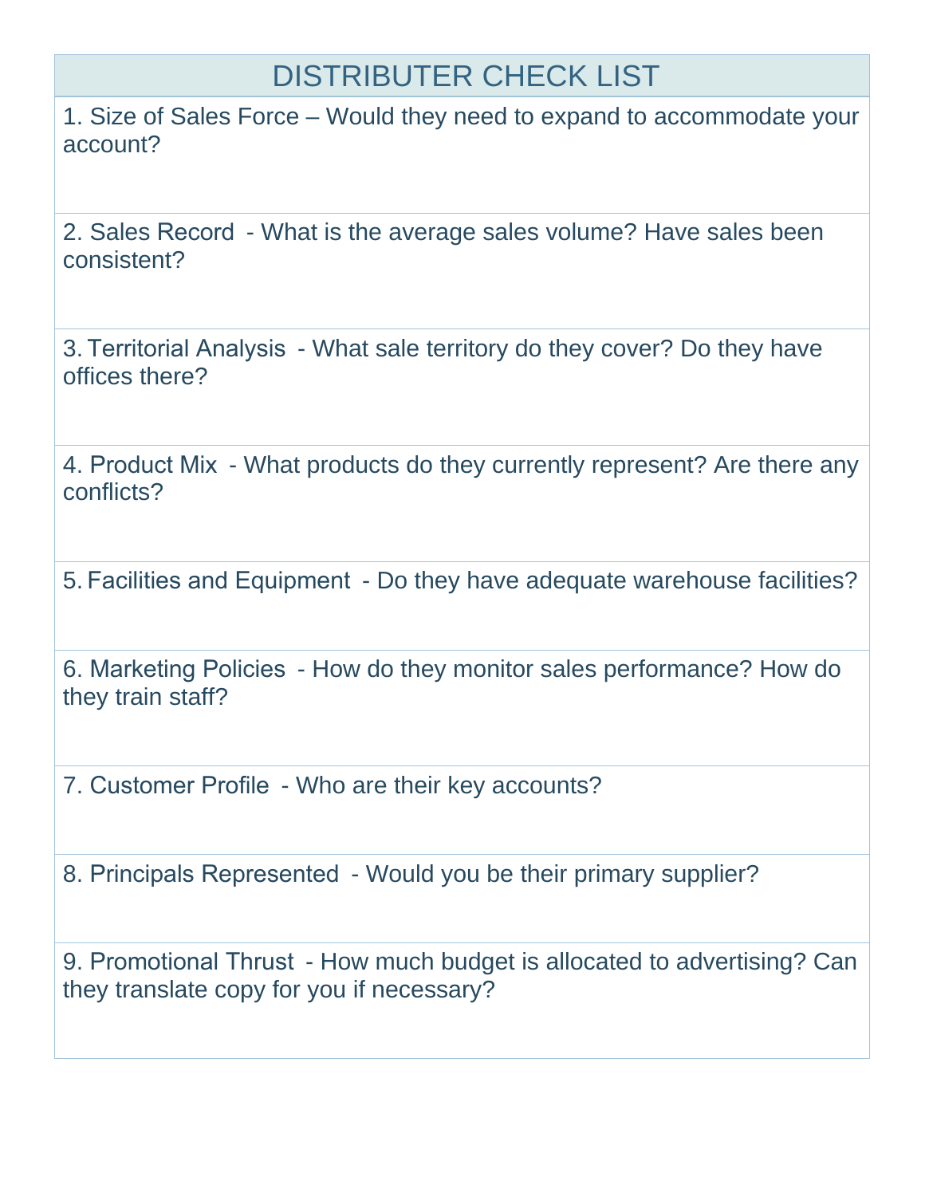| DISTRIBUTER CHECK LIST |
| --- |
| 1. Size of Sales Force – Would they need to expand to accommodate your account? |
| 2. Sales Record - What is the average sales volume? Have sales been consistent? |
| 3. Territorial Analysis - What sale territory do they cover? Do they have offices there? |
| 4. Product Mix - What products do they currently represent? Are there any conflicts? |
| 5. Facilities and Equipment - Do they have adequate warehouse facilities? |
| 6. Marketing Policies - How do they monitor sales performance? How do they train staff? |
| 7. Customer Profile - Who are their key accounts? |
| 8. Principals Represented - Would you be their primary supplier? |
| 9. Promotional Thrust - How much budget is allocated to advertising? Can they translate copy for you if necessary? |